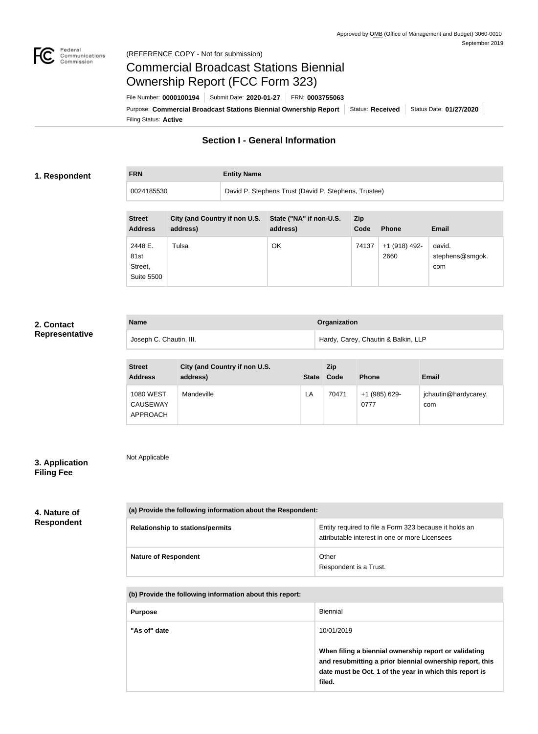Approved by OMB (Office of Management and Budget) 3060-0010
September 2019

(REFERENCE COPY - Not for submission)

# Commercial Broadcast Stations Biennial Ownership Report (FCC Form 323)

File Number: **0000100194** | Submit Date: **2020-01-27** | FRN: **0003755063**

Purpose: **Commercial Broadcast Stations Biennial Ownership Report** | Status: **Received** | Status Date: **01/27/2020**

Filing Status: **Active**

## Section I - General Information

### 1. Respondent

| FRN | Entity Name |
|---|---|
| 0024185530 | David P. Stephens Trust (David P. Stephens, Trustee) |

| Street Address | City (and Country if non U.S. address) | State ("NA" if non-U.S. address) | Zip Code | Phone | Email |
|---|---|---|---|---|---|
| 2448 E. 81st Street, Suite 5500 | Tulsa | OK | 74137 | +1 (918) 492-2660 | david.stephens@smgok.com |

### 2. Contact Representative

| Name | Organization |
|---|---|
| Joseph C. Chautin, III. | Hardy, Carey, Chautin & Balkin, LLP |

| Street Address | City (and Country if non U.S. address) | State | Zip Code | Phone | Email |
|---|---|---|---|---|---|
| 1080 WEST CAUSEWAY APPROACH | Mandeville | LA | 70471 | +1 (985) 629-0777 | jchautin@hardycarey.com |

### 3. Application Filing Fee

Not Applicable

### 4. Nature of Respondent

| (a) Provide the following information about the Respondent: | |
|---|---|
| Relationship to stations/permits | Entity required to file a Form 323 because it holds an attributable interest in one or more Licensees |
| Nature of Respondent | Other<br>Respondent is a Trust. |

| (b) Provide the following information about this report: | |
|---|---|
| Purpose | Biennial |
| "As of" date | 10/01/2019<br><br>**When filing a biennial ownership report or validating and resubmitting a prior biennial ownership report, this date must be Oct. 1 of the year in which this report is filed.** |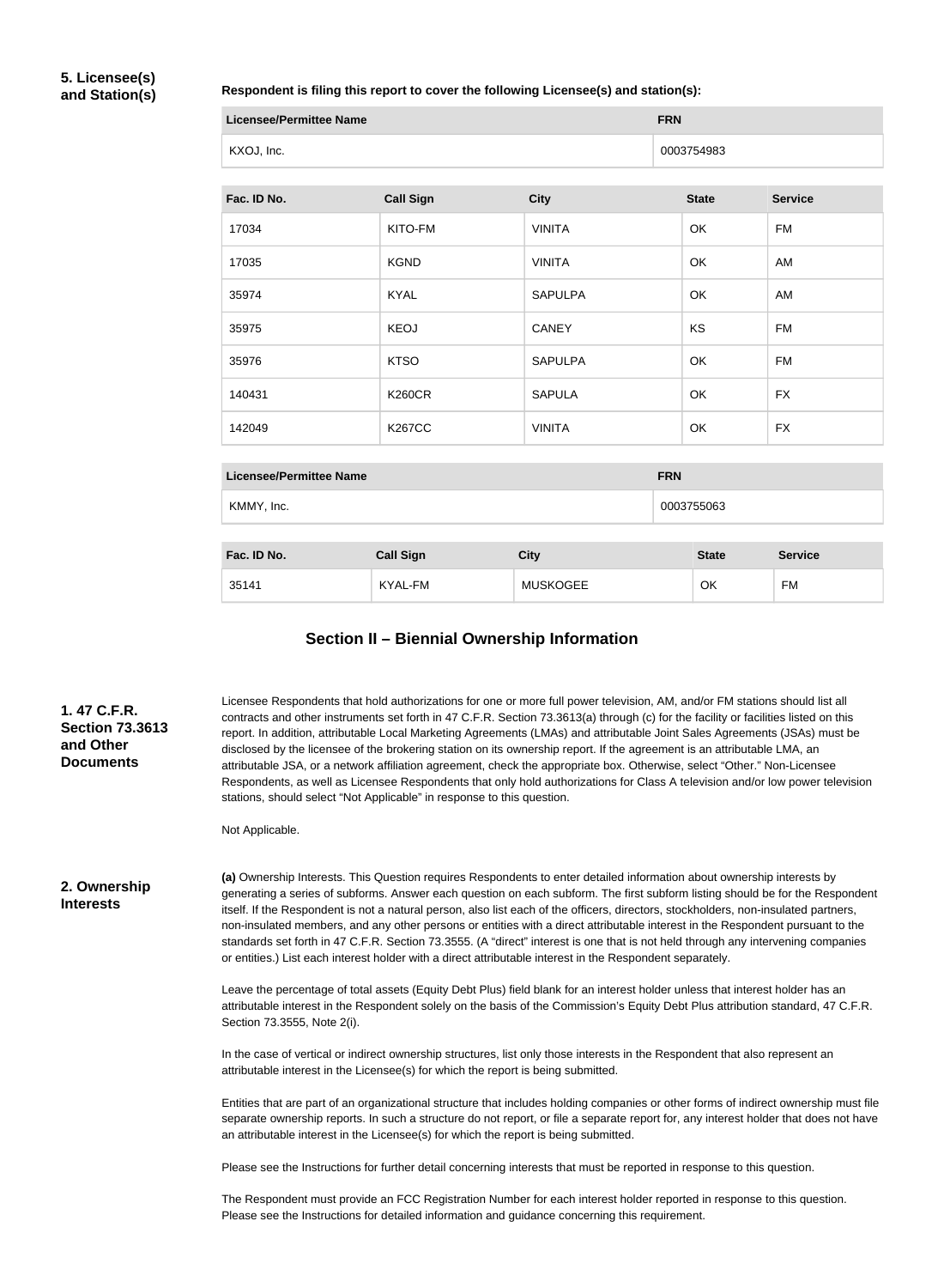**5. Licensee(s) and Station(s)**

**Respondent is filing this report to cover the following Licensee(s) and station(s):**

| Licensee/Permittee Name | FRN |
| --- | --- |
| KXOJ, Inc. | 0003754983 |

| Fac. ID No. | Call Sign | City | State | Service |
| --- | --- | --- | --- | --- |
| 17034 | KITO-FM | VINITA | OK | FM |
| 17035 | KGND | VINITA | OK | AM |
| 35974 | KYAL | SAPULPA | OK | AM |
| 35975 | KEOJ | CANEY | KS | FM |
| 35976 | KTSO | SAPULPA | OK | FM |
| 140431 | K260CR | SAPULA | OK | FX |
| 142049 | K267CC | VINITA | OK | FX |

| Licensee/Permittee Name | FRN |
| --- | --- |
| KMMY, Inc. | 0003755063 |

| Fac. ID No. | Call Sign | City | State | Service |
| --- | --- | --- | --- | --- |
| 35141 | KYAL-FM | MUSKOGEE | OK | FM |

## Section II – Biennial Ownership Information

**1. 47 C.F.R. Section 73.3613 and Other Documents**

Licensee Respondents that hold authorizations for one or more full power television, AM, and/or FM stations should list all contracts and other instruments set forth in 47 C.F.R. Section 73.3613(a) through (c) for the facility or facilities listed on this report. In addition, attributable Local Marketing Agreements (LMAs) and attributable Joint Sales Agreements (JSAs) must be disclosed by the licensee of the brokering station on its ownership report. If the agreement is an attributable LMA, an attributable JSA, or a network affiliation agreement, check the appropriate box. Otherwise, select "Other." Non-Licensee Respondents, as well as Licensee Respondents that only hold authorizations for Class A television and/or low power television stations, should select "Not Applicable" in response to this question.

Not Applicable.

**2. Ownership Interests**

**(a)** Ownership Interests. This Question requires Respondents to enter detailed information about ownership interests by generating a series of subforms. Answer each question on each subform. The first subform listing should be for the Respondent itself. If the Respondent is not a natural person, also list each of the officers, directors, stockholders, non-insulated partners, non-insulated members, and any other persons or entities with a direct attributable interest in the Respondent pursuant to the standards set forth in 47 C.F.R. Section 73.3555. (A "direct" interest is one that is not held through any intervening companies or entities.) List each interest holder with a direct attributable interest in the Respondent separately.

Leave the percentage of total assets (Equity Debt Plus) field blank for an interest holder unless that interest holder has an attributable interest in the Respondent solely on the basis of the Commission's Equity Debt Plus attribution standard, 47 C.F.R. Section 73.3555, Note 2(i).

In the case of vertical or indirect ownership structures, list only those interests in the Respondent that also represent an attributable interest in the Licensee(s) for which the report is being submitted.

Entities that are part of an organizational structure that includes holding companies or other forms of indirect ownership must file separate ownership reports. In such a structure do not report, or file a separate report for, any interest holder that does not have an attributable interest in the Licensee(s) for which the report is being submitted.

Please see the Instructions for further detail concerning interests that must be reported in response to this question.

The Respondent must provide an FCC Registration Number for each interest holder reported in response to this question. Please see the Instructions for detailed information and guidance concerning this requirement.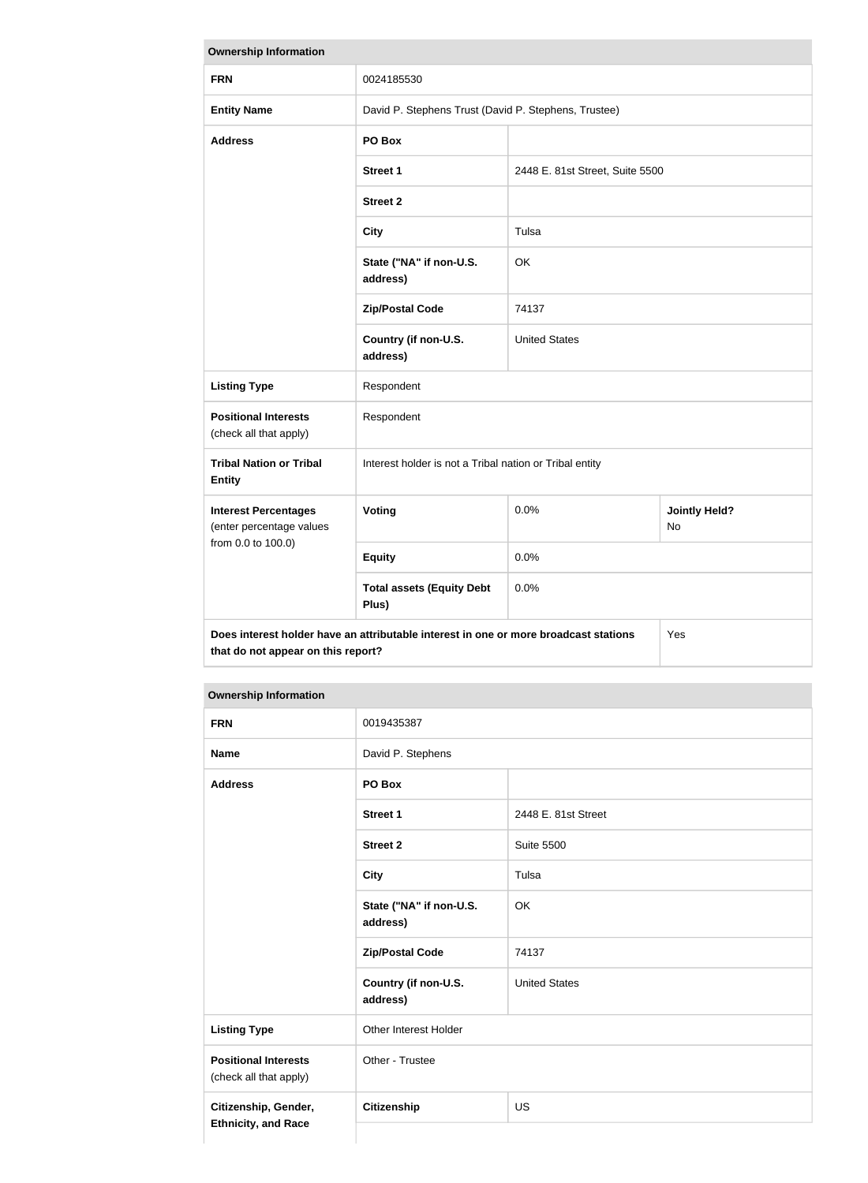| Ownership Information | | | |
|---|---|---|---|
| **FRN** | 0024185530 | | |
| **Entity Name** | David P. Stephens Trust (David P. Stephens, Trustee) | | |
| **Address** | **PO Box** | | |
| | **Street 1** | 2448 E. 81st Street, Suite 5500 | |
| | **Street 2** | | |
| | **City** | Tulsa | |
| | **State ("NA" if non-U.S. address)** | OK | |
| | **Zip/Postal Code** | 74137 | |
| | **Country (if non-U.S. address)** | United States | |
| **Listing Type** | Respondent | | |
| **Positional Interests** (check all that apply) | Respondent | | |
| **Tribal Nation or Tribal Entity** | Interest holder is not a Tribal nation or Tribal entity | | |
| **Interest Percentages** (enter percentage values from 0.0 to 100.0) | **Voting** | 0.0% | **Jointly Held?** No |
| | **Equity** | 0.0% | |
| | **Total assets (Equity Debt Plus)** | 0.0% | |
| **Does interest holder have an attributable interest in one or more broadcast stations that do not appear on this report?** | | | Yes |

| Ownership Information | | |
|---|---|---|
| **FRN** | 0019435387 | |
| **Name** | David P. Stephens | |
| **Address** | **PO Box** | |
| | **Street 1** | 2448 E. 81st Street |
| | **Street 2** | Suite 5500 |
| | **City** | Tulsa |
| | **State ("NA" if non-U.S. address)** | OK |
| | **Zip/Postal Code** | 74137 |
| | **Country (if non-U.S. address)** | United States |
| **Listing Type** | Other Interest Holder | |
| **Positional Interests** (check all that apply) | Other - Trustee | |
| **Citizenship, Gender, Ethnicity, and Race** | **Citizenship** | US |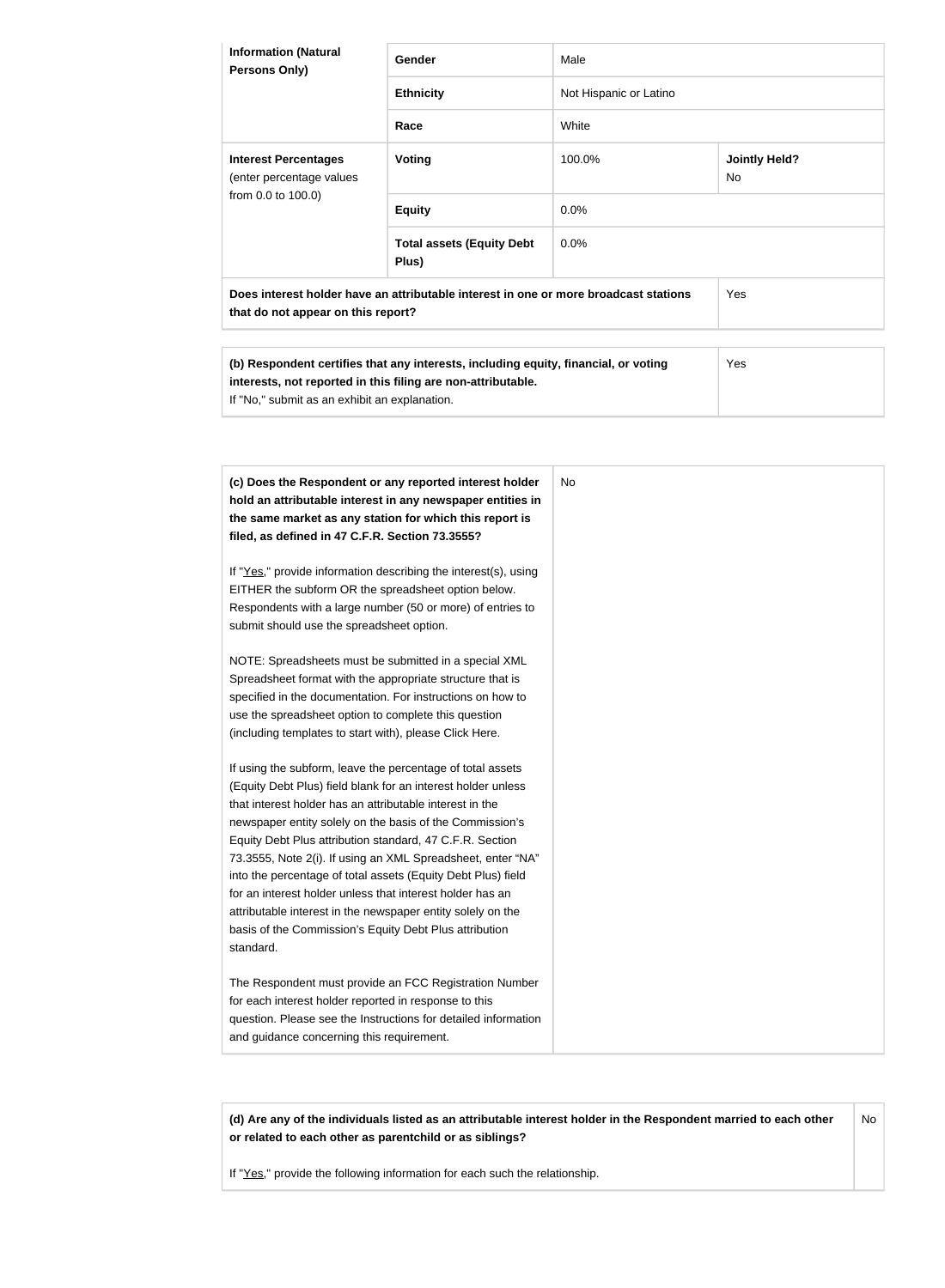| | | | |
|---|---|---|---|
| **Information (Natural Persons Only)** | **Gender** | Male | |
| | **Ethnicity** | Not Hispanic or Latino | |
| | **Race** | White | |
| **Interest Percentages** (enter percentage values from 0.0 to 100.0) | **Voting** | 100.0% | **Jointly Held?** No |
| | **Equity** | 0.0% | |
| | **Total assets (Equity Debt Plus)** | 0.0% | |
| **Does interest holder have an attributable interest in one or more broadcast stations that do not appear on this report?** | | | Yes |

| | |
|---|---|
| **(b) Respondent certifies that any interests, including equity, financial, or voting interests, not reported in this filing are non-attributable.** If "No," submit as an exhibit an explanation. | Yes |

| | |
|---|---|
| **(c) Does the Respondent or any reported interest holder hold an attributable interest in any newspaper entities in the same market as any station for which this report is filed, as defined in 47 C.F.R. Section 73.3555?**<br><br>If "Yes," provide information describing the interest(s), using EITHER the subform OR the spreadsheet option below. Respondents with a large number (50 or more) of entries to submit should use the spreadsheet option.<br><br>NOTE: Spreadsheets must be submitted in a special XML Spreadsheet format with the appropriate structure that is specified in the documentation. For instructions on how to use the spreadsheet option to complete this question (including templates to start with), please Click Here.<br><br>If using the subform, leave the percentage of total assets (Equity Debt Plus) field blank for an interest holder unless that interest holder has an attributable interest in the newspaper entity solely on the basis of the Commission's Equity Debt Plus attribution standard, 47 C.F.R. Section 73.3555, Note 2(i). If using an XML Spreadsheet, enter "NA" into the percentage of total assets (Equity Debt Plus) field for an interest holder unless that interest holder has an attributable interest in the newspaper entity solely on the basis of the Commission's Equity Debt Plus attribution standard.<br><br>The Respondent must provide an FCC Registration Number for each interest holder reported in response to this question. Please see the Instructions for detailed information and guidance concerning this requirement. | No |

| | |
|---|---|
| **(d) Are any of the individuals listed as an attributable interest holder in the Respondent married to each other or related to each other as parentchild or as siblings?**<br><br>If "Yes," provide the following information for each such the relationship. | No |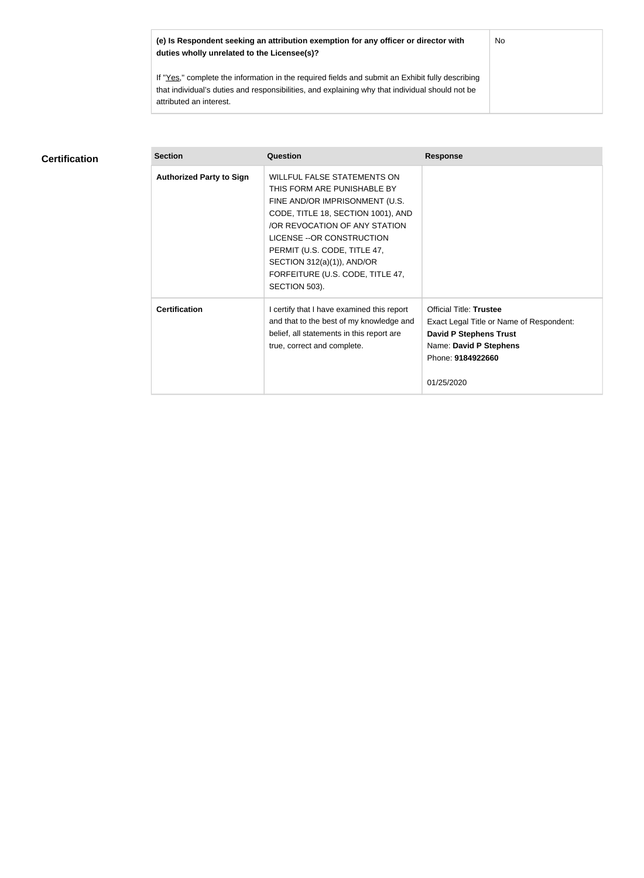| | |
|---|---|
| **(e) Is Respondent seeking an attribution exemption for any officer or director with duties wholly unrelated to the Licensee(s)?**<br><br>If "Yes," complete the information in the required fields and submit an Exhibit fully describing that individual's duties and responsibilities, and explaining why that individual should not be attributed an interest. | No |

## Certification

| Section | Question | Response |
|---|---|---|
| **Authorized Party to Sign** | WILLFUL FALSE STATEMENTS ON THIS FORM ARE PUNISHABLE BY FINE AND/OR IMPRISONMENT (U.S. CODE, TITLE 18, SECTION 1001), AND /OR REVOCATION OF ANY STATION LICENSE --OR CONSTRUCTION PERMIT (U.S. CODE, TITLE 47, SECTION 312(a)(1)), AND/OR FORFEITURE (U.S. CODE, TITLE 47, SECTION 503). | |
| **Certification** | I certify that I have examined this report and that to the best of my knowledge and belief, all statements in this report are true, correct and complete. | Official Title: **Trustee**<br>Exact Legal Title or Name of Respondent: **David P Stephens Trust**<br>Name: **David P Stephens**<br>Phone: **9184922660**<br><br>01/25/2020 |